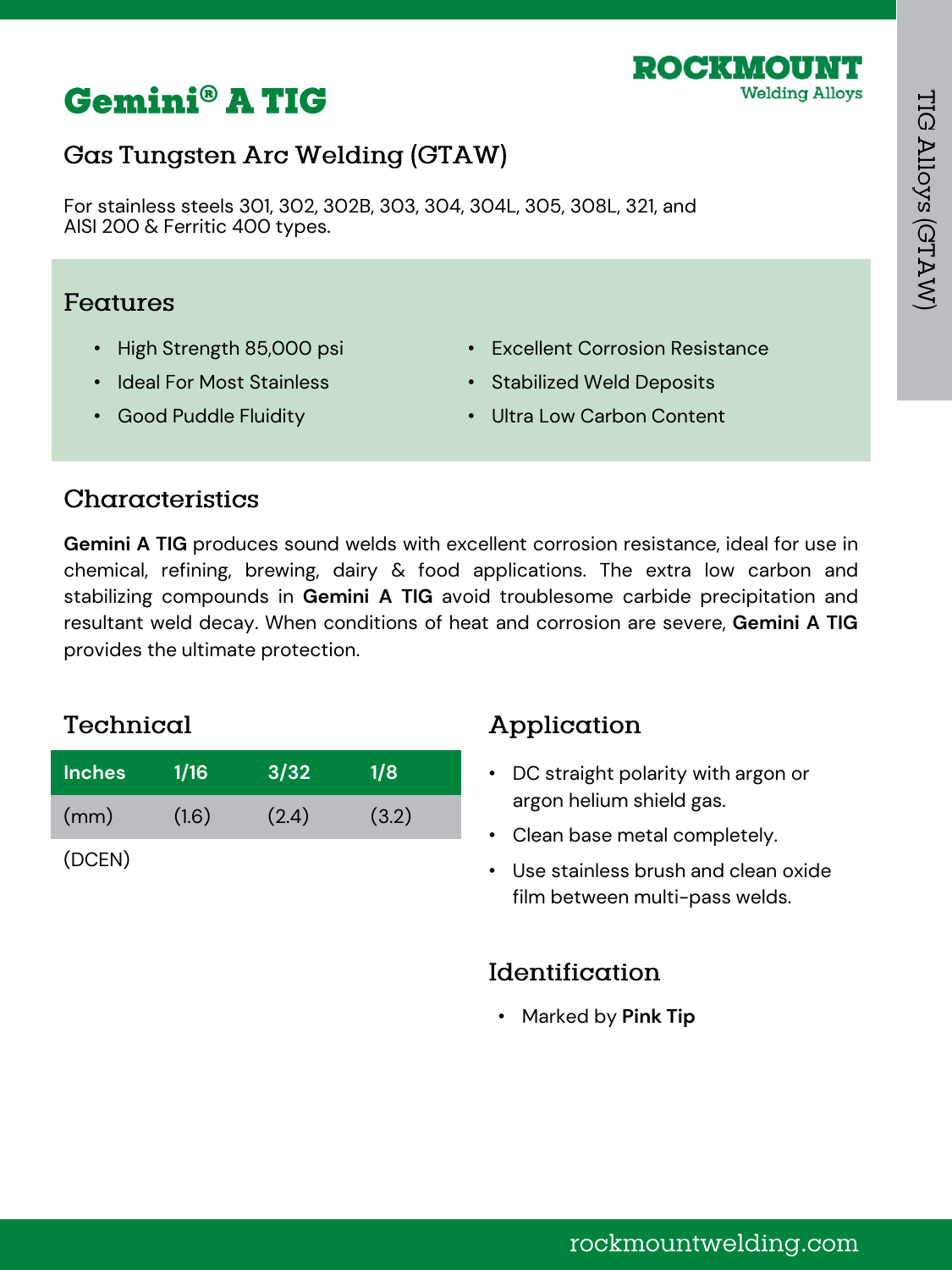# Gemini® A TIG

ROCKMOUNT
Welding Alloys

## Gas Tungsten Arc Welding (GTAW)

For stainless steels 301, 302, 302B, 303, 304, 304L, 305, 308L, 321, and AISI 200 & Ferritic 400 types.

## Features

- High Strength 85,000 psi
- Ideal For Most Stainless
- Good Puddle Fluidity
- Excellent Corrosion Resistance
- Stabilized Weld Deposits
- Ultra Low Carbon Content

## Characteristics

**Gemini A TIG** produces sound welds with excellent corrosion resistance, ideal for use in chemical, refining, brewing, dairy & food applications. The extra low carbon and stabilizing compounds in **Gemini A TIG** avoid troublesome carbide precipitation and resultant weld decay. When conditions of heat and corrosion are severe, **Gemini A TIG** provides the ultimate protection.

## Technical

| Inches | 1/16 | 3/32 | 1/8 |
|---|---|---|---|
| (mm) | (1.6) | (2.4) | (3.2) |

(DCEN)

## Application

- DC straight polarity with argon or argon helium shield gas.
- Clean base metal completely.
- Use stainless brush and clean oxide film between multi-pass welds.

## Identification

- Marked by **Pink Tip**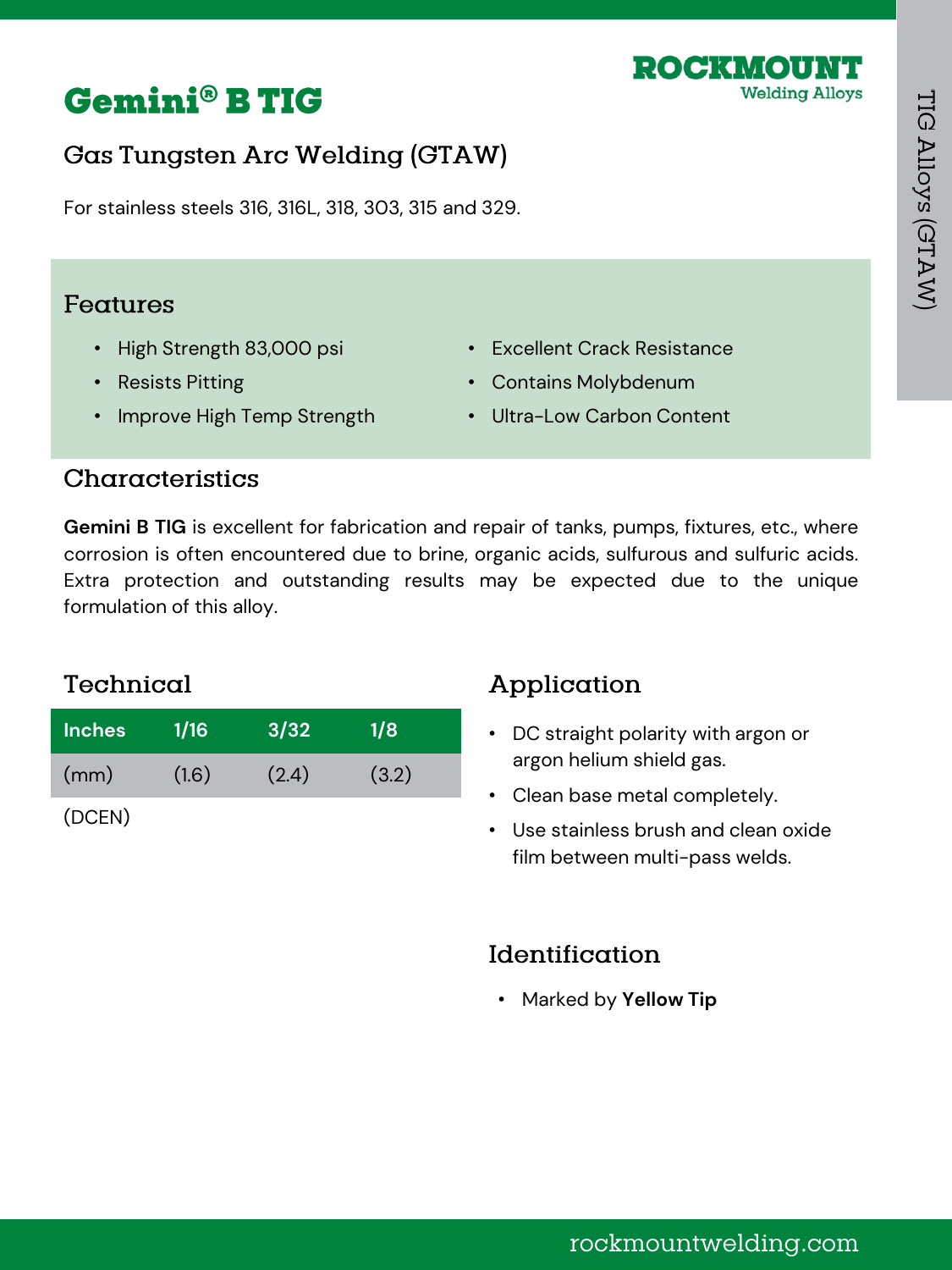# Gemini® B TIG

ROCKMOUNT Welding Alloys

## Gas Tungsten Arc Welding (GTAW)

For stainless steels 316, 316L, 318, 303, 315 and 329.

## Features

- High Strength 83,000 psi
- Resists Pitting
- Improve High Temp Strength
- Excellent Crack Resistance
- Contains Molybdenum
- Ultra-Low Carbon Content

## Characteristics

**Gemini B TIG** is excellent for fabrication and repair of tanks, pumps, fixtures, etc., where corrosion is often encountered due to brine, organic acids, sulfurous and sulfuric acids. Extra protection and outstanding results may be expected due to the unique formulation of this alloy.

## Technical

| Inches | 1/16 | 3/32 | 1/8 |
|---|---|---|---|
| (mm) | (1.6) | (2.4) | (3.2) |

(DCEN)

## Application

- DC straight polarity with argon or argon helium shield gas.
- Clean base metal completely.
- Use stainless brush and clean oxide film between multi-pass welds.

## Identification

- Marked by **Yellow Tip**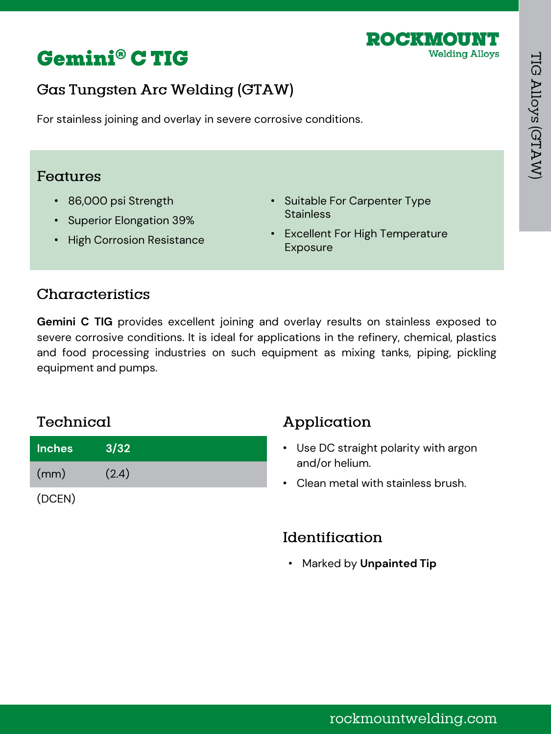ROCKMOUNT
Welding Alloys

# Gemini® C TIG

## Gas Tungsten Arc Welding (GTAW)

For stainless joining and overlay in severe corrosive conditions.

## Features

- 86,000 psi Strength
- Superior Elongation 39%
- High Corrosion Resistance
- Suitable For Carpenter Type Stainless
- Excellent For High Temperature Exposure

## Characteristics

**Gemini C TIG** provides excellent joining and overlay results on stainless exposed to severe corrosive conditions. It is ideal for applications in the refinery, chemical, plastics and food processing industries on such equipment as mixing tanks, piping, pickling equipment and pumps.

## Technical

| Inches | 3/32 |
|---|---|
| (mm) | (2.4) |

(DCEN)

## Application

- Use DC straight polarity with argon and/or helium.
- Clean metal with stainless brush.

## Identification

- Marked by **Unpainted Tip**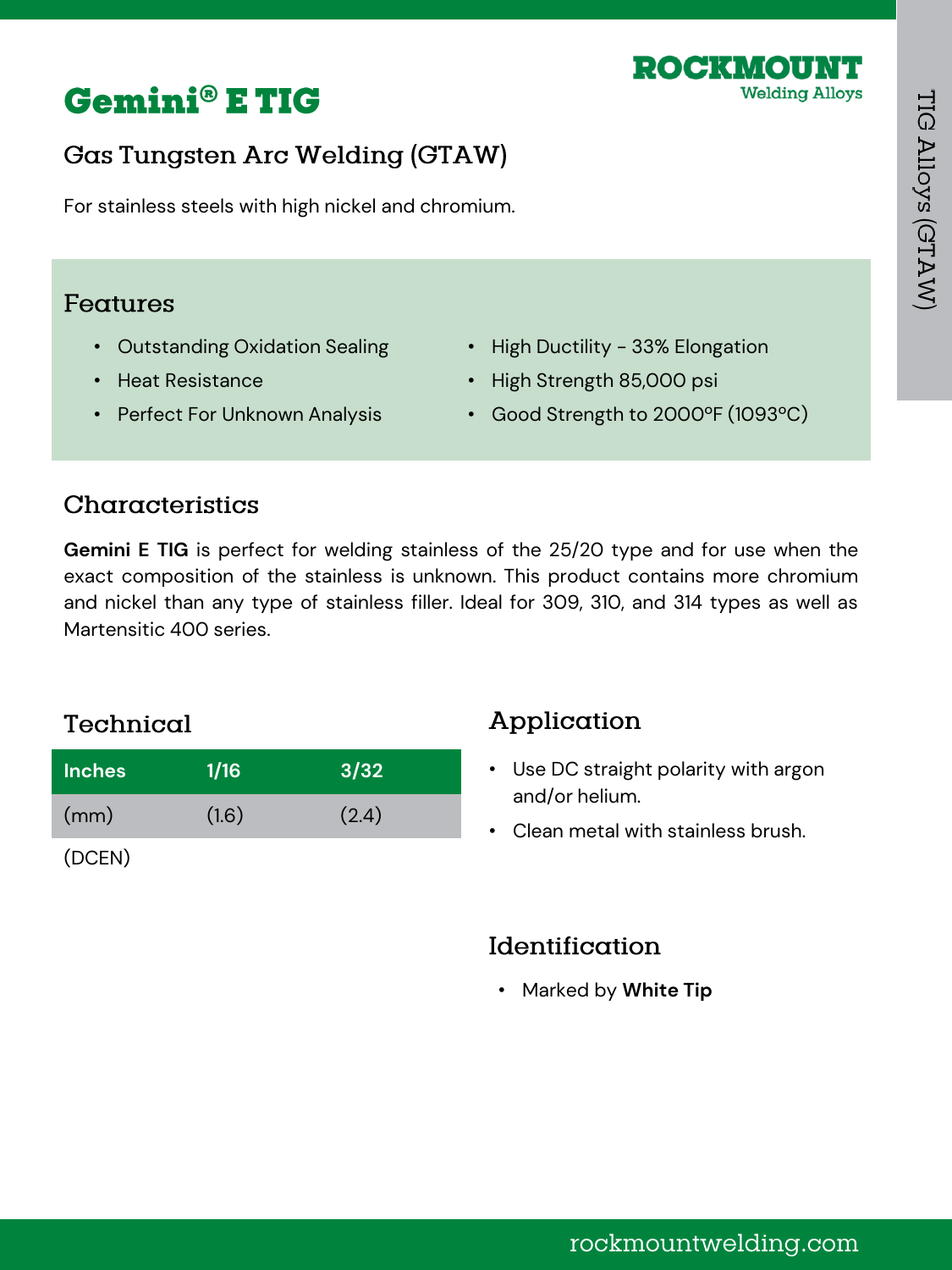# Gemini® E TIG

ROCKMOUNT
Welding Alloys

## Gas Tungsten Arc Welding (GTAW)

For stainless steels with high nickel and chromium.

## Features

- Outstanding Oxidation Sealing
- Heat Resistance
- Perfect For Unknown Analysis
- High Ductility - 33% Elongation
- High Strength 85,000 psi
- Good Strength to 2000ºF (1093ºC)

## Characteristics

**Gemini E TIG** is perfect for welding stainless of the 25/20 type and for use when the exact composition of the stainless is unknown. This product contains more chromium and nickel than any type of stainless filler. Ideal for 309, 310, and 314 types as well as Martensitic 400 series.

## Technical

| Inches | 1/16 | 3/32 |
|---|---|---|
| (mm) | (1.6) | (2.4) |

(DCEN)

## Application

- Use DC straight polarity with argon and/or helium.
- Clean metal with stainless brush.

## Identification

- Marked by **White Tip**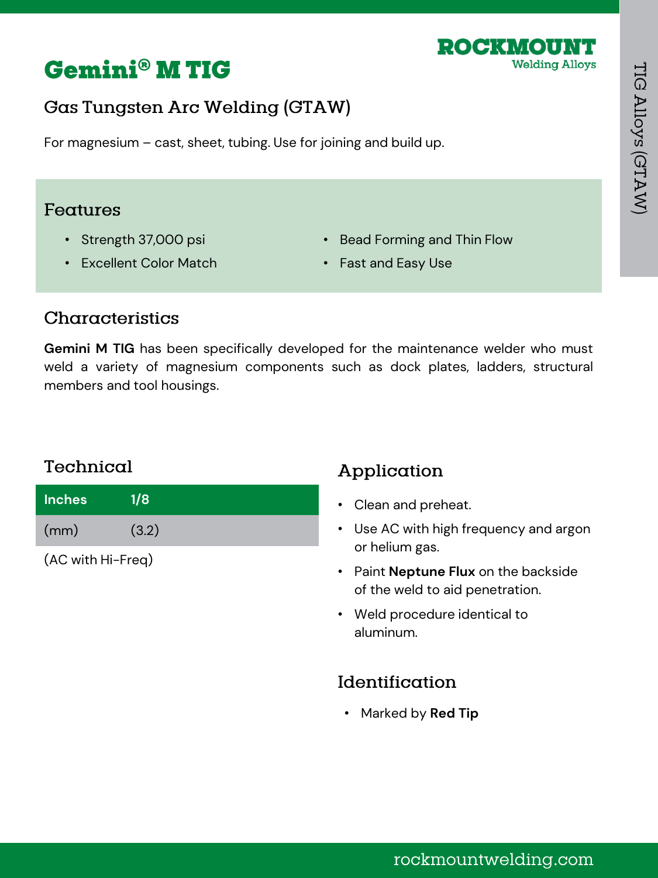# Gemini® M TIG

ROCKMOUNT
Welding Alloys

## Gas Tungsten Arc Welding (GTAW)

For magnesium – cast, sheet, tubing. Use for joining and build up.

### Features

- Strength 37,000 psi
- Excellent Color Match
- Bead Forming and Thin Flow
- Fast and Easy Use

### Characteristics

**Gemini M TIG** has been specifically developed for the maintenance welder who must weld a variety of magnesium components such as dock plates, ladders, structural members and tool housings.

### Technical

| Inches | 1/8 |
|---|---|
| (mm) | (3.2) |

(AC with Hi-Freq)

### Application

- Clean and preheat.
- Use AC with high frequency and argon or helium gas.
- Paint **Neptune Flux** on the backside of the weld to aid penetration.
- Weld procedure identical to aluminum.

### Identification

- Marked by **Red Tip**